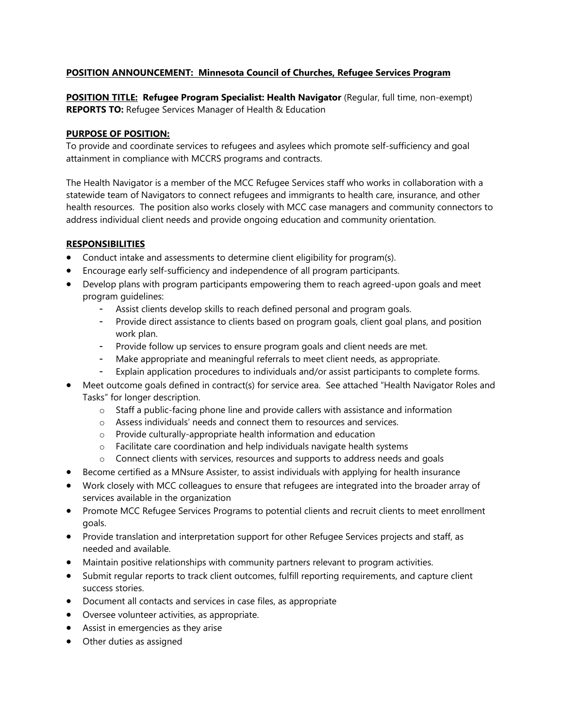**POSITION ANNOUNCEMENT: Minnesota Council of Churches, Refugee Services Program**

**POSITION TITLE: Refugee Program Specialist: Health Navigator** (Regular, full time, non-exempt)
**REPORTS TO:** Refugee Services Manager of Health & Education

**PURPOSE OF POSITION:**

To provide and coordinate services to refugees and asylees which promote self-sufficiency and goal attainment in compliance with MCCRS programs and contracts.

The Health Navigator is a member of the MCC Refugee Services staff who works in collaboration with a statewide team of Navigators to connect refugees and immigrants to health care, insurance, and other health resources. The position also works closely with MCC case managers and community connectors to address individual client needs and provide ongoing education and community orientation.

**RESPONSIBILITIES**

- Conduct intake and assessments to determine client eligibility for program(s).
- Encourage early self-sufficiency and independence of all program participants.
- Develop plans with program participants empowering them to reach agreed-upon goals and meet program guidelines:
  - Assist clients develop skills to reach defined personal and program goals.
  - Provide direct assistance to clients based on program goals, client goal plans, and position work plan.
  - Provide follow up services to ensure program goals and client needs are met.
  - Make appropriate and meaningful referrals to meet client needs, as appropriate.
  - Explain application procedures to individuals and/or assist participants to complete forms.
- Meet outcome goals defined in contract(s) for service area. See attached "Health Navigator Roles and Tasks" for longer description.
  - Staff a public-facing phone line and provide callers with assistance and information
  - Assess individuals' needs and connect them to resources and services.
  - Provide culturally-appropriate health information and education
  - Facilitate care coordination and help individuals navigate health systems
  - Connect clients with services, resources and supports to address needs and goals
- Become certified as a MNsure Assister, to assist individuals with applying for health insurance
- Work closely with MCC colleagues to ensure that refugees are integrated into the broader array of services available in the organization
- Promote MCC Refugee Services Programs to potential clients and recruit clients to meet enrollment goals.
- Provide translation and interpretation support for other Refugee Services projects and staff, as needed and available.
- Maintain positive relationships with community partners relevant to program activities.
- Submit regular reports to track client outcomes, fulfill reporting requirements, and capture client success stories.
- Document all contacts and services in case files, as appropriate
- Oversee volunteer activities, as appropriate.
- Assist in emergencies as they arise
- Other duties as assigned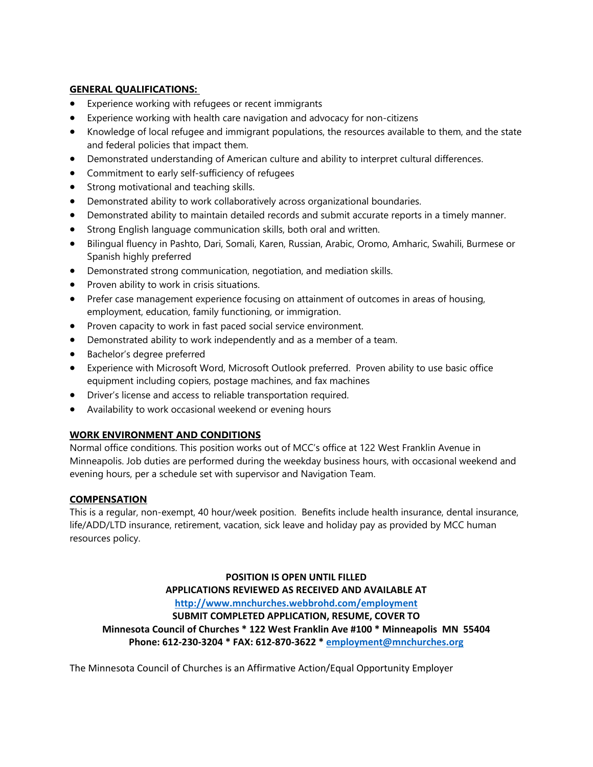**GENERAL QUALIFICATIONS:**

- Experience working with refugees or recent immigrants
- Experience working with health care navigation and advocacy for non-citizens
- Knowledge of local refugee and immigrant populations, the resources available to them, and the state and federal policies that impact them.
- Demonstrated understanding of American culture and ability to interpret cultural differences.
- Commitment to early self-sufficiency of refugees
- Strong motivational and teaching skills.
- Demonstrated ability to work collaboratively across organizational boundaries.
- Demonstrated ability to maintain detailed records and submit accurate reports in a timely manner.
- Strong English language communication skills, both oral and written.
- Bilingual fluency in Pashto, Dari, Somali, Karen, Russian, Arabic, Oromo, Amharic, Swahili, Burmese or Spanish highly preferred
- Demonstrated strong communication, negotiation, and mediation skills.
- Proven ability to work in crisis situations.
- Prefer case management experience focusing on attainment of outcomes in areas of housing, employment, education, family functioning, or immigration.
- Proven capacity to work in fast paced social service environment.
- Demonstrated ability to work independently and as a member of a team.
- Bachelor's degree preferred
- Experience with Microsoft Word, Microsoft Outlook preferred. Proven ability to use basic office equipment including copiers, postage machines, and fax machines
- Driver's license and access to reliable transportation required.
- Availability to work occasional weekend or evening hours

**WORK ENVIRONMENT AND CONDITIONS**

Normal office conditions. This position works out of MCC's office at 122 West Franklin Avenue in Minneapolis. Job duties are performed during the weekday business hours, with occasional weekend and evening hours, per a schedule set with supervisor and Navigation Team.

**COMPENSATION**

This is a regular, non-exempt, 40 hour/week position. Benefits include health insurance, dental insurance, life/ADD/LTD insurance, retirement, vacation, sick leave and holiday pay as provided by MCC human resources policy.

**POSITION IS OPEN UNTIL FILLED**
**APPLICATIONS REVIEWED AS RECEIVED AND AVAILABLE AT**
**http://www.mnchurches.webbrohd.com/employment**
**SUBMIT COMPLETED APPLICATION, RESUME, COVER TO**
**Minnesota Council of Churches * 122 West Franklin Ave #100 * Minneapolis MN 55404**
**Phone: 612-230-3204 * FAX: 612-870-3622 * employment@mnchurches.org**

The Minnesota Council of Churches is an Affirmative Action/Equal Opportunity Employer